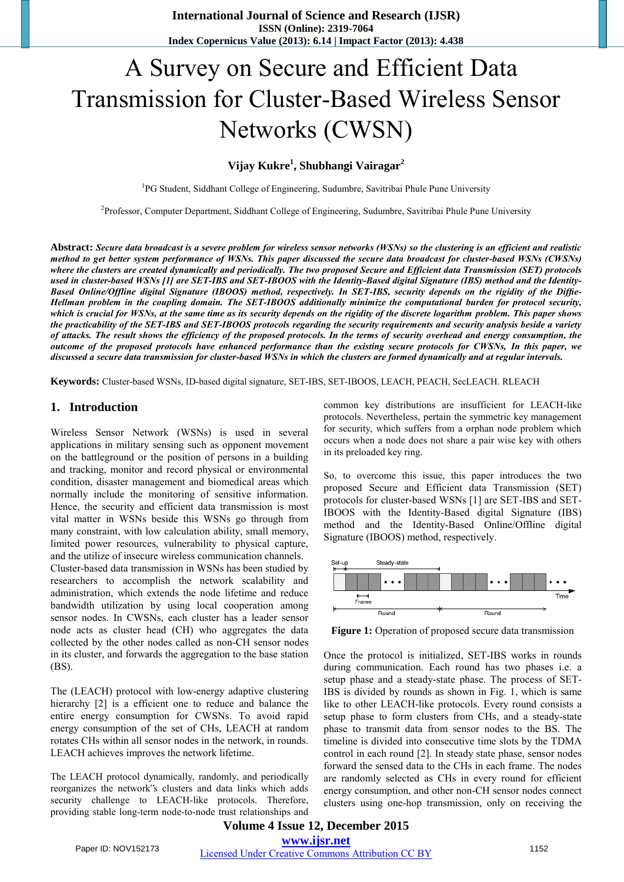# A Survey on Secure and Efficient Data Transmission for Cluster-Based Wireless Sensor Networks (CWSN)

**Vijay Kukre[1], Shubhangi Vairagar[2]**

[1]PG Student, Siddhant College of Engineering, Sudumbre, Savitribai Phule Pune University

[2]Professor, Computer Department, Siddhant College of Engineering, Sudumbre, Savitribai Phule Pune University

**Abstract:** ***Secure data broadcast is a severe problem for wireless sensor networks (WSNs) so the clustering is an efficient and realistic method to get better system performance of WSNs. This paper discussed the secure data broadcast for cluster-based WSNs (CWSNs) where the clusters are created dynamically and periodically. The two proposed Secure and Efficient data Transmission (SET) protocols used in cluster-based WSNs [1] are SET-IBS and SET-IBOOS with the Identity-Based digital Signature (IBS) method and the Identity-Based Online/Offline digital Signature (IBOOS) method, respectively. In SET-IBS, security depends on the rigidity of the Diffie-Hellman problem in the coupling domain. The SET-IBOOS additionally minimize the computational burden for protocol security, which is crucial for WSNs, at the same time as its security depends on the rigidity of the discrete logarithm problem. This paper shows the practicability of the SET-IBS and SET-IBOOS protocols regarding the security requirements and security analysis beside a variety of attacks. The result shows the efficiency of the proposed protocols. In the terms of security overhead and energy consumption, the outcome of the proposed protocols have enhanced performance than the existing secure protocols for CWSNs, In this paper, we discussed a secure data transmission for cluster-based WSNs in which the clusters are formed dynamically and at regular intervals.***

**Keywords:** Cluster-based WSNs, ID-based digital signature, SET-IBS, SET-IBOOS, LEACH, PEACH, SecLEACH. RLEACH

## 1. Introduction

Wireless Sensor Network (WSNs) is used in several applications in military sensing such as opponent movement on the battleground or the position of persons in a building and tracking, monitor and record physical or environmental condition, disaster management and biomedical areas which normally include the monitoring of sensitive information. Hence, the security and efficient data transmission is most vital matter in WSNs beside this WSNs go through from many constraint, with low calculation ability, small memory, limited power resources, vulnerability to physical capture, and the utilize of insecure wireless communication channels. Cluster-based data transmission in WSNs has been studied by researchers to accomplish the network scalability and administration, which extends the node lifetime and reduce bandwidth utilization by using local cooperation among sensor nodes. In CWSNs, each cluster has a leader sensor node acts as cluster head (CH) who aggregates the data collected by the other nodes called as non-CH sensor nodes in its cluster, and forwards the aggregation to the base station (BS).

The (LEACH) protocol with low-energy adaptive clustering hierarchy [2] is a efficient one to reduce and balance the entire energy consumption for CWSNs. To avoid rapid energy consumption of the set of CHs, LEACH at random rotates CHs within all sensor nodes in the network, in rounds. LEACH achieves improves the network lifetime.

The LEACH protocol dynamically, randomly, and periodically reorganizes the network"s clusters and data links which adds security challenge to LEACH-like protocols. Therefore, providing stable long-term node-to-node trust relationships and common key distributions are insufficient for LEACH-like protocols. Nevertheless, pertain the symmetric key management for security, which suffers from a orphan node problem which occurs when a node does not share a pair wise key with others in its preloaded key ring.

So, to overcome this issue, this paper introduces the two proposed Secure and Efficient data Transmission (SET) protocols for cluster-based WSNs [1] are SET-IBS and SET-IBOOS with the Identity-Based digital Signature (IBS) method and the Identity-Based Online/Offline digital Signature (IBOOS) method, respectively.

**Figure 1:** Operation of proposed secure data transmission

Once the protocol is initialized, SET-IBS works in rounds during communication. Each round has two phases i.e. a setup phase and a steady-state phase. The process of SET-IBS is divided by rounds as shown in Fig. 1, which is same like to other LEACH-like protocols. Every round consists a setup phase to form clusters from CHs, and a steady-state phase to transmit data from sensor nodes to the BS. The timeline is divided into consecutive time slots by the TDMA control in each round [2]. In steady state phase, sensor nodes forward the sensed data to the CHs in each frame. The nodes are randomly selected as CHs in every round for efficient energy consumption, and other non-CH sensor nodes connect clusters using one-hop transmission, only on receiving the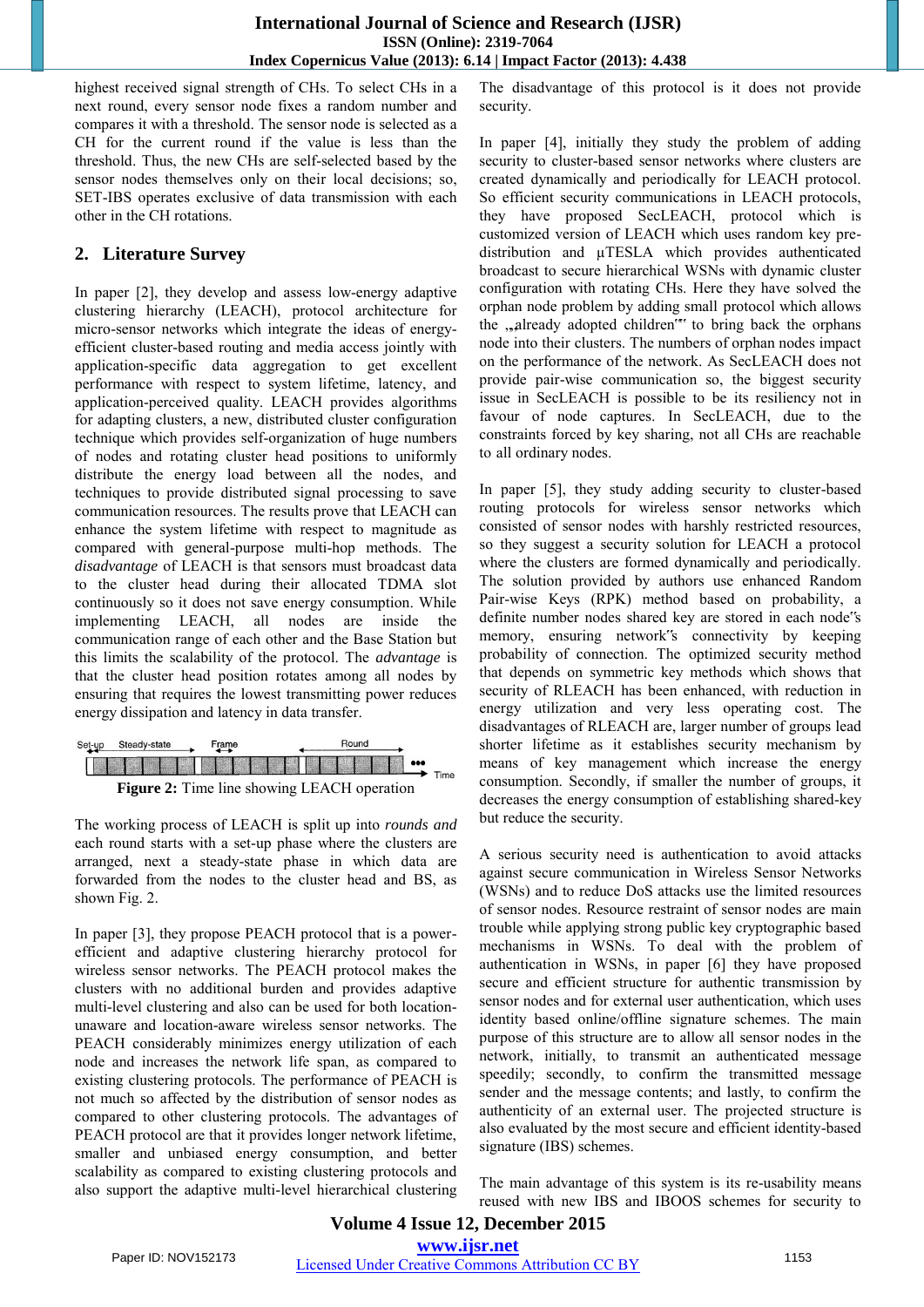highest received signal strength of CHs. To select CHs in a next round, every sensor node fixes a random number and compares it with a threshold. The sensor node is selected as a CH for the current round if the value is less than the threshold. Thus, the new CHs are self-selected based by the sensor nodes themselves only on their local decisions; so, SET-IBS operates exclusive of data transmission with each other in the CH rotations.

## 2. Literature Survey

In paper [2], they develop and assess low-energy adaptive clustering hierarchy (LEACH), protocol architecture for micro-sensor networks which integrate the ideas of energy-efficient cluster-based routing and media access jointly with application-specific data aggregation to get excellent performance with respect to system lifetime, latency, and application-perceived quality. LEACH provides algorithms for adapting clusters, a new, distributed cluster configuration technique which provides self-organization of huge numbers of nodes and rotating cluster head positions to uniformly distribute the energy load between all the nodes, and techniques to provide distributed signal processing to save communication resources. The results prove that LEACH can enhance the system lifetime with respect to magnitude as compared with general-purpose multi-hop methods. The *disadvantage* of LEACH is that sensors must broadcast data to the cluster head during their allocated TDMA slot continuously so it does not save energy consumption. While implementing LEACH, all nodes are inside the communication range of each other and the Base Station but this limits the scalability of the protocol. The *advantage* is that the cluster head position rotates among all nodes by ensuring that requires the lowest transmitting power reduces energy dissipation and latency in data transfer.

**Figure 2:** Time line showing LEACH operation

The working process of LEACH is split up into *rounds and* each round starts with a set-up phase where the clusters are arranged, next a steady-state phase in which data are forwarded from the nodes to the cluster head and BS, as shown Fig. 2.

In paper [3], they propose PEACH protocol that is a power-efficient and adaptive clustering hierarchy protocol for wireless sensor networks. The PEACH protocol makes the clusters with no additional burden and provides adaptive multi-level clustering and also can be used for both location-unaware and location-aware wireless sensor networks. The PEACH considerably minimizes energy utilization of each node and increases the network life span, as compared to existing clustering protocols. The performance of PEACH is not much so affected by the distribution of sensor nodes as compared to other clustering protocols. The advantages of PEACH protocol are that it provides longer network lifetime, smaller and unbiased energy consumption, and better scalability as compared to existing clustering protocols and also support the adaptive multi-level hierarchical clustering The disadvantage of this protocol is it does not provide security.

In paper [4], initially they study the problem of adding security to cluster-based sensor networks where clusters are created dynamically and periodically for LEACH protocol. So efficient security communications in LEACH protocols, they have proposed SecLEACH, protocol which is customized version of LEACH which uses random key pre-distribution and μTESLA which provides authenticated broadcast to secure hierarchical WSNs with dynamic cluster configuration with rotating CHs. Here they have solved the orphan node problem by adding small protocol which allows the „already adopted children" to bring back the orphans node into their clusters. The numbers of orphan nodes impact on the performance of the network. As SecLEACH does not provide pair-wise communication so, the biggest security issue in SecLEACH is possible to be its resiliency not in favour of node captures. In SecLEACH, due to the constraints forced by key sharing, not all CHs are reachable to all ordinary nodes.

In paper [5], they study adding security to cluster-based routing protocols for wireless sensor networks which consisted of sensor nodes with harshly restricted resources, so they suggest a security solution for LEACH a protocol where the clusters are formed dynamically and periodically. The solution provided by authors use enhanced Random Pair-wise Keys (RPK) method based on probability, a definite number nodes shared key are stored in each node"s memory, ensuring network"s connectivity by keeping probability of connection. The optimized security method that depends on symmetric key methods which shows that security of RLEACH has been enhanced, with reduction in energy utilization and very less operating cost. The disadvantages of RLEACH are, larger number of groups lead shorter lifetime as it establishes security mechanism by means of key management which increase the energy consumption. Secondly, if smaller the number of groups, it decreases the energy consumption of establishing shared-key but reduce the security.

A serious security need is authentication to avoid attacks against secure communication in Wireless Sensor Networks (WSNs) and to reduce DoS attacks use the limited resources of sensor nodes. Resource restraint of sensor nodes are main trouble while applying strong public key cryptographic based mechanisms in WSNs. To deal with the problem of authentication in WSNs, in paper [6] they have proposed secure and efficient structure for authentic transmission by sensor nodes and for external user authentication, which uses identity based online/offline signature schemes. The main purpose of this structure are to allow all sensor nodes in the network, initially, to transmit an authenticated message speedily; secondly, to confirm the transmitted message sender and the message contents; and lastly, to confirm the authenticity of an external user. The projected structure is also evaluated by the most secure and efficient identity-based signature (IBS) schemes.

The main advantage of this system is its re-usability means reused with new IBS and IBOOS schemes for security to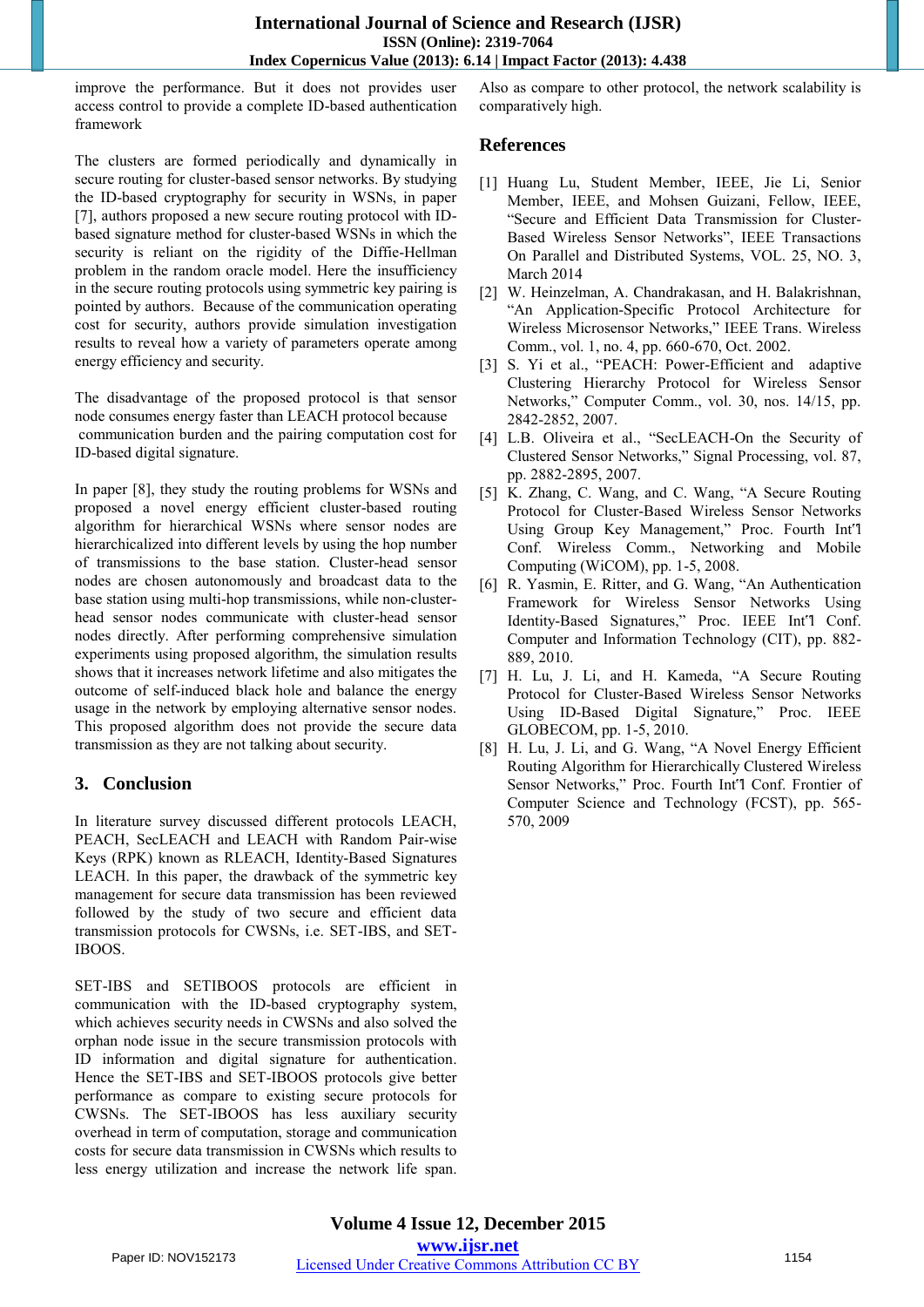improve the performance. But it does not provides user access control to provide a complete ID-based authentication framework

The clusters are formed periodically and dynamically in secure routing for cluster-based sensor networks. By studying the ID-based cryptography for security in WSNs, in paper [7], authors proposed a new secure routing protocol with ID-based signature method for cluster-based WSNs in which the security is reliant on the rigidity of the Diffie-Hellman problem in the random oracle model. Here the insufficiency in the secure routing protocols using symmetric key pairing is pointed by authors. Because of the communication operating cost for security, authors provide simulation investigation results to reveal how a variety of parameters operate among energy efficiency and security.

The disadvantage of the proposed protocol is that sensor node consumes energy faster than LEACH protocol because communication burden and the pairing computation cost for ID-based digital signature.

In paper [8], they study the routing problems for WSNs and proposed a novel energy efficient cluster-based routing algorithm for hierarchical WSNs where sensor nodes are hierarchicalized into different levels by using the hop number of transmissions to the base station. Cluster-head sensor nodes are chosen autonomously and broadcast data to the base station using multi-hop transmissions, while non-cluster-head sensor nodes communicate with cluster-head sensor nodes directly. After performing comprehensive simulation experiments using proposed algorithm, the simulation results shows that it increases network lifetime and also mitigates the outcome of self-induced black hole and balance the energy usage in the network by employing alternative sensor nodes. This proposed algorithm does not provide the secure data transmission as they are not talking about security.

## 3. Conclusion

In literature survey discussed different protocols LEACH, PEACH, SecLEACH and LEACH with Random Pair-wise Keys (RPK) known as RLEACH, Identity-Based Signatures LEACH. In this paper, the drawback of the symmetric key management for secure data transmission has been reviewed followed by the study of two secure and efficient data transmission protocols for CWSNs, i.e. SET-IBS, and SET-IBOOS.

SET-IBS and SETIBOOS protocols are efficient in communication with the ID-based cryptography system, which achieves security needs in CWSNs and also solved the orphan node issue in the secure transmission protocols with ID information and digital signature for authentication. Hence the SET-IBS and SET-IBOOS protocols give better performance as compare to existing secure protocols for CWSNs. The SET-IBOOS has less auxiliary security overhead in term of computation, storage and communication costs for secure data transmission in CWSNs which results to less energy utilization and increase the network life span. Also as compare to other protocol, the network scalability is comparatively high.

## References

[1] Huang Lu, Student Member, IEEE, Jie Li, Senior Member, IEEE, and Mohsen Guizani, Fellow, IEEE, "Secure and Efficient Data Transmission for Cluster-Based Wireless Sensor Networks", IEEE Transactions On Parallel and Distributed Systems, VOL. 25, NO. 3, March 2014

[2] W. Heinzelman, A. Chandrakasan, and H. Balakrishnan, "An Application-Specific Protocol Architecture for Wireless Microsensor Networks," IEEE Trans. Wireless Comm., vol. 1, no. 4, pp. 660-670, Oct. 2002.

[3] S. Yi et al., "PEACH: Power-Efficient and adaptive Clustering Hierarchy Protocol for Wireless Sensor Networks," Computer Comm., vol. 30, nos. 14/15, pp. 2842-2852, 2007.

[4] L.B. Oliveira et al., "SecLEACH-On the Security of Clustered Sensor Networks," Signal Processing, vol. 87, pp. 2882-2895, 2007.

[5] K. Zhang, C. Wang, and C. Wang, "A Secure Routing Protocol for Cluster-Based Wireless Sensor Networks Using Group Key Management," Proc. Fourth Int'l Conf. Wireless Comm., Networking and Mobile Computing (WiCOM), pp. 1-5, 2008.

[6] R. Yasmin, E. Ritter, and G. Wang, "An Authentication Framework for Wireless Sensor Networks Using Identity-Based Signatures," Proc. IEEE Int'l Conf. Computer and Information Technology (CIT), pp. 882-889, 2010.

[7] H. Lu, J. Li, and H. Kameda, "A Secure Routing Protocol for Cluster-Based Wireless Sensor Networks Using ID-Based Digital Signature," Proc. IEEE GLOBECOM, pp. 1-5, 2010.

[8] H. Lu, J. Li, and G. Wang, "A Novel Energy Efficient Routing Algorithm for Hierarchically Clustered Wireless Sensor Networks," Proc. Fourth Int'l Conf. Frontier of Computer Science and Technology (FCST), pp. 565-570, 2009